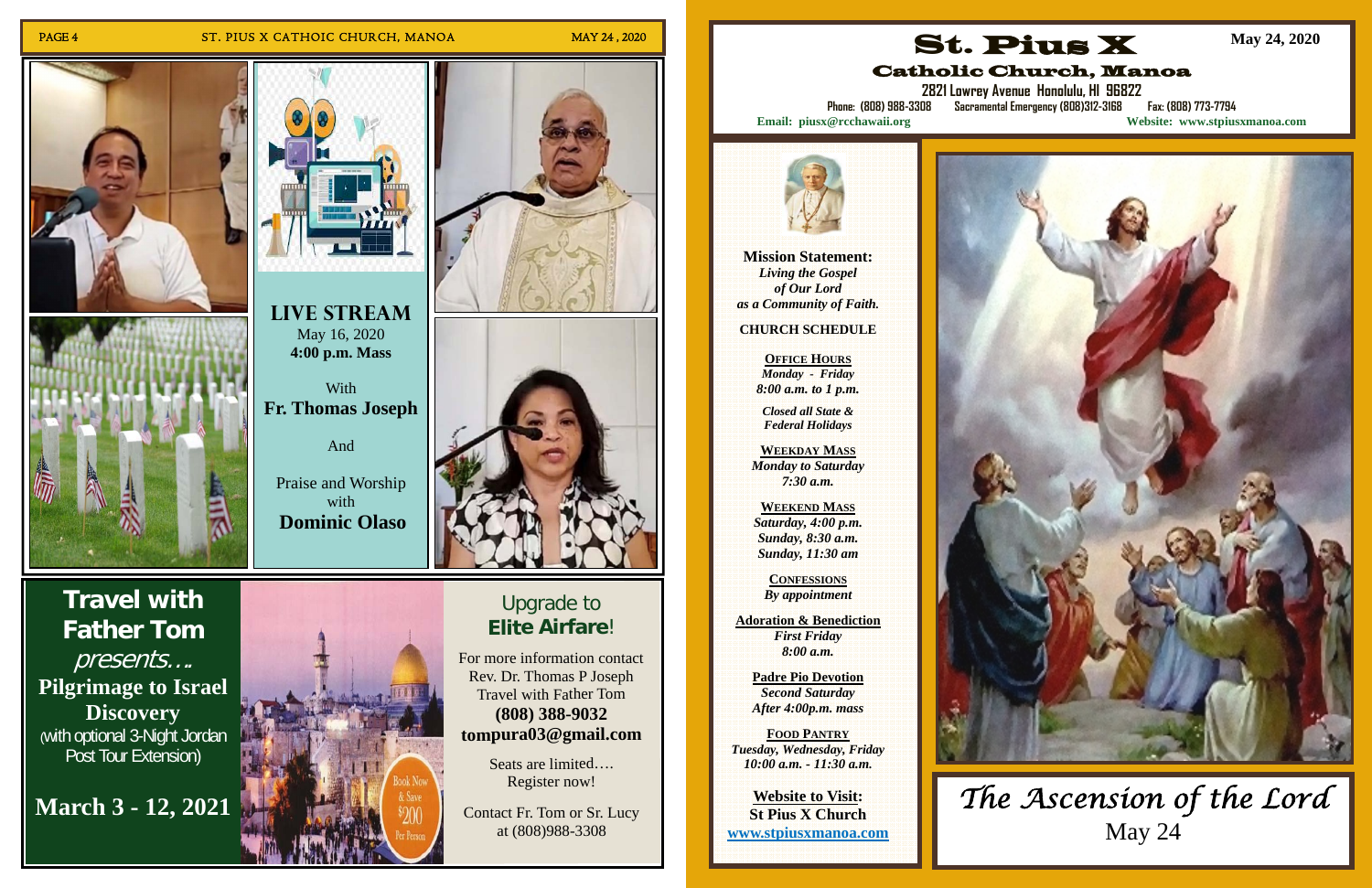# Travel with Father Tom

*presents….*

**Pilgrimage to Israel Discovery**

(with optional 3-Night Jordan Post Tour Extension)

**March 3 - 12, 2021**

Book Now & Save $200 Per Person

## Upgrade to **Elite Airfare**!

For more information contact Rev. Dr. Thomas P Joseph Travel with Father Tom

**(808) 388-9032**

**tompura03@gmail.com**

Seats are limited…. Register now!

Contact Fr. Tom or Sr. Lucy at (808)988-3308

## LIVE STREAM

May 16, 2020

**4:00 p.m. Mass**

With

**Fr. Thomas Joseph**

And

Praise and Worship with

**Dominic Olaso**

# St. Pius X

## Catholic Church, Manoa

**May 24, 2020**

**2821 Lowrey Avenue Honolulu, HI 96822**

Phone: (808) 988-3308 Sacramental Emergency (808)312-3168 Fax: (808) 773-7794

**Email: piusx@rcchawaii.org** **Website: www.stpiusxmanoa.com**

**Mission Statement:**

***Living the Gospel of Our Lord as a Community of Faith.***

**CHURCH SCHEDULE**

**OFFICE HOURS**

*Monday - Friday*
*8:00 a.m. to 1 p.m.*

*Closed all State & Federal Holidays*

**WEEKDAY MASS**

*Monday to Saturday*
*7:30 a.m.*

**WEEKEND MASS**

*Saturday, 4:00 p.m.*
*Sunday, 8:30 a.m.*
*Sunday, 11:30 am*

**CONFESSIONS**

*By appointment*

**Adoration & Benediction**

*First Friday*
*8:00 a.m.*

**Padre Pio Devotion**

*Second Saturday*
*After 4:00p.m. mass*

**FOOD PANTRY**

*Tuesday, Wednesday, Friday*
*10:00 a.m. - 11:30 a.m.*

**Website to Visit:**
**St Pius X Church**
**www.stpiusxmanoa.com**

# *The Ascension of the Lord*

May 24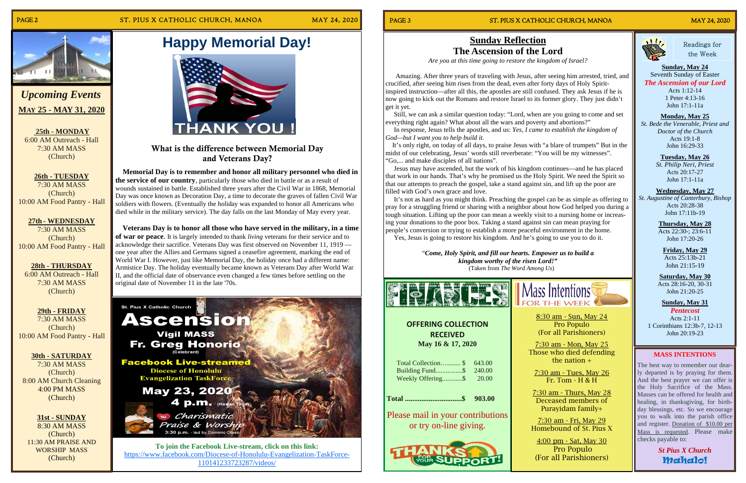## Upcoming Events

**MAY 25 - MAY 31, 2020**

**25th - MONDAY**
6:00 AM Outreach - Hall
7:30 AM MASS
(Church)

**26th - TUESDAY**
7:30 AM MASS
(Church)
10:00 AM Food Pantry - Hall

**27th - WEDNESDAY**
7:30 AM MASS
(Church)
10:00 AM Food Pantry - Hall

**28th - THURSDAY**
6:00 AM Outreach - Hall
7:30 AM MASS
(Church)

**29th - FRIDAY**
7:30 AM MASS
(Church)
10:00 AM Food Pantry - Hall

**30th - SATURDAY**
7:30 AM MASS
(Church)
8:00 AM Church Cleaning
4:00 PM MASS
(Church)

**31st - SUNDAY**
8:30 AM MASS
(Church)
11:30 AM PRAISE AND WORSHIP MASS
(Church)

# Happy Memorial Day!

THANK YOU !

### What is the difference between Memorial Day and Veterans Day?

**Memorial Day is to remember and honor all military personnel who died in the service of our country**, particularly those who died in battle or as a result of wounds sustained in battle. Established three years after the Civil War in 1868, Memorial Day was once known as Decoration Day, a time to decorate the graves of fallen Civil War soldiers with flowers. (Eventually the holiday was expanded to honor all Americans who died while in the military service). The day falls on the last Monday of May every year.

**Veterans Day is to honor all those who have served in the military, in a time of war or peace**. It is largely intended to thank *living* veterans for their service and to acknowledge their sacrifice. Veterans Day was first observed on November 11, 1919 — one year after the Allies and Germans signed a ceasefire agreement, marking the end of World War I. However, just like Memorial Day, the holiday once had a different name: Armistice Day. The holiday eventually became known as Veterans Day after World War II, and the official date of observance even changed a few times before settling on the original date of November 11 in the late '70s.

St. Pius X Catholic Church
**Ascension**
**Vigil MASS**
**Fr. Greg Honorio**
(Celebrant)
**Facebook Live-streamed**
Diocese of Honolulu
Evangelization TaskForce
**May 23, 2020**
**4 p.m.** (Hawaii Time)
*Charismatic Praise & Worship*
3:30 p.m. - led by Dominic Olaso

**To join the Facebook Live-stream, click on this link:**
https://www.facebook.com/Diocese-of-Honolulu-Evangelization-TaskForce-110141233723287/videos/

## Sunday Reflection
## The Ascension of the Lord

*Are you at this time going to restore the kingdom of Israel?*

Amazing. After three years of traveling with Jesus, after seeing him arrested, tried, and crucified, after seeing him risen from the dead, even after forty days of Holy Spirit-inspired instruction—after all this, the apostles are still confused. They ask Jesus if he is now going to kick out the Romans and restore Israel to its former glory. They just didn't get it yet.

Still, we can ask a similar question today: "Lord, when are you going to come and set everything right again? What about all the wars and poverty and abortions?"

In response, Jesus tells the apostles, and us: *Yes, I came to establish the kingdom of God—but I want you to help build it.*

It's only right, on today of all days, to praise Jesus with "a blare of trumpets" But in the midst of our celebrating, Jesus' words still reverberate: "You will be my witnesses". "Go,... and make disciples of all nations".

Jesus may have ascended, but the work of his kingdom continues—and he has placed that work in our hands. That's why he promised us the Holy Spirit. We need the Spirit so that our attempts to preach the gospel, take a stand against sin, and lift up the poor are filled with God's own grace and love.

It's not as hard as you might think. Preaching the gospel can be as simple as offering to pray for a struggling friend or sharing with a neighbor about how God helped you during a tough situation. Lifting up the poor can mean a weekly visit to a nursing home or increasing your donations to the poor box. Taking a stand against sin can mean praying for people's conversion or trying to establish a more peaceful environment in the home.

Yes, Jesus is going to restore his kingdom. And he's going to use you to do it.

*"**Come, Holy Spirit, and fill our hearts. Empower us to build a kingdom worthy of the risen Lord!**"*
(Taken from *The Word Among Us*)

## FINANCES

**OFFERING COLLECTION RECEIVED**
**May 16 & 17, 2020**

| | |
|---|---|
| Total Collection………. $ | 643.00 |
| Building Fund……………$ | 240.00 |
| Weekly Offering…………$ | 20.00 |
| **Total …………………………$** | **903.00** |

Please mail in your contributions or try on-line giving.

THANKS FOR YOUR SUPPORT!

## Mass Intentions FOR THE WEEK

8:30 am - Sun, May 24
Pro Populo
(For all Parishioners)

7:30 am - Mon, May 25
Those who died defending the nation +

7:30 am - Tues, May 26
Fr. Tom - H & H

7:30 am - Thurs, May 28
Deceased members of Purayidam family+

7:30 am - Fri, May 29
Homebound of St. Pius X

4:00 pm - Sat, May 30
Pro Populo
(For all Parishioners)

## Readings for the Week

**Sunday, May 24**
Seventh Sunday of Easter
***The Ascension of our Lord***
Acts 1:12-14
1 Peter 4:13-16
John 17:1-11a

**Monday, May 25**
*St. Bede the Venerable, Priest and Doctor of the Church*
Acts 19:1-8
John 16:29-33

**Tuesday, May 26**
*St. Philip Neri, Priest*
Acts 20:17-27
John 17:1-11a

**Wednesday, May 27**
*St. Augustine of Canterbury, Bishop*
Acts 20:28-38
John 17:11b-19

**Thursday, May 28**
Acts 22:30-; 23:6-11
John 17:20-26

**Friday, May 29**
Acts 25:13b-21
John 21:15-19

**Saturday, May 30**
Acts 28:16-20, 30-31
John 21:20-25

**Sunday, May 31**
***Pentecost***
Acts 2:1-11
1 Corinthians 12:3b-7, 12-13
John 20:19-23

### MASS INTENTIONS

The best way to remember our dearly departed is by praying for them. And the best prayer we can offer is the Holy Sacrifice of the Mass. Masses can be offered for health and healing, in thanksgiving, for birthday blessings, etc. So we encourage you to walk into the parish office and register. Donation of $10.00 per Mass is requested. Please make checks payable to:

***St Pius X Church***
**Mahalo!**